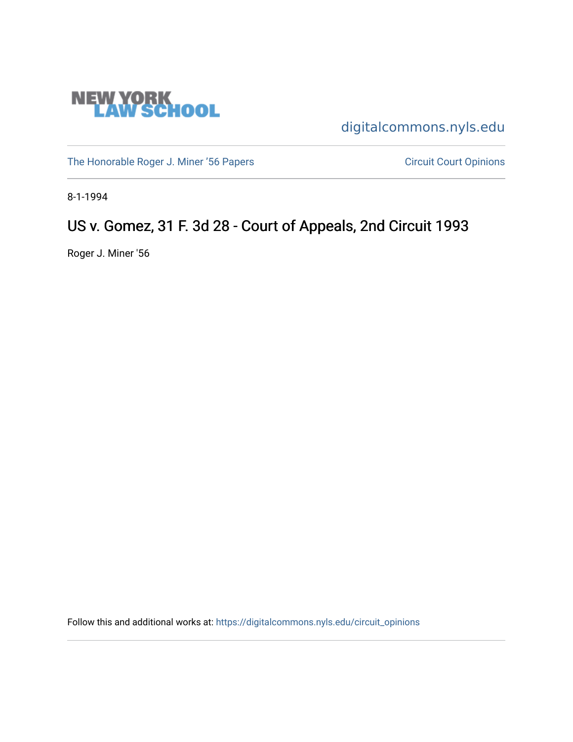NEW YORK LAW SCHOOL

digitalcommons.nyls.edu

The Honorable Roger J. Miner '56 Papers

Circuit Court Opinions

8-1-1994

# US v. Gomez, 31 F. 3d 28 - Court of Appeals, 2nd Circuit 1993

Roger J. Miner '56

Follow this and additional works at: https://digitalcommons.nyls.edu/circuit_opinions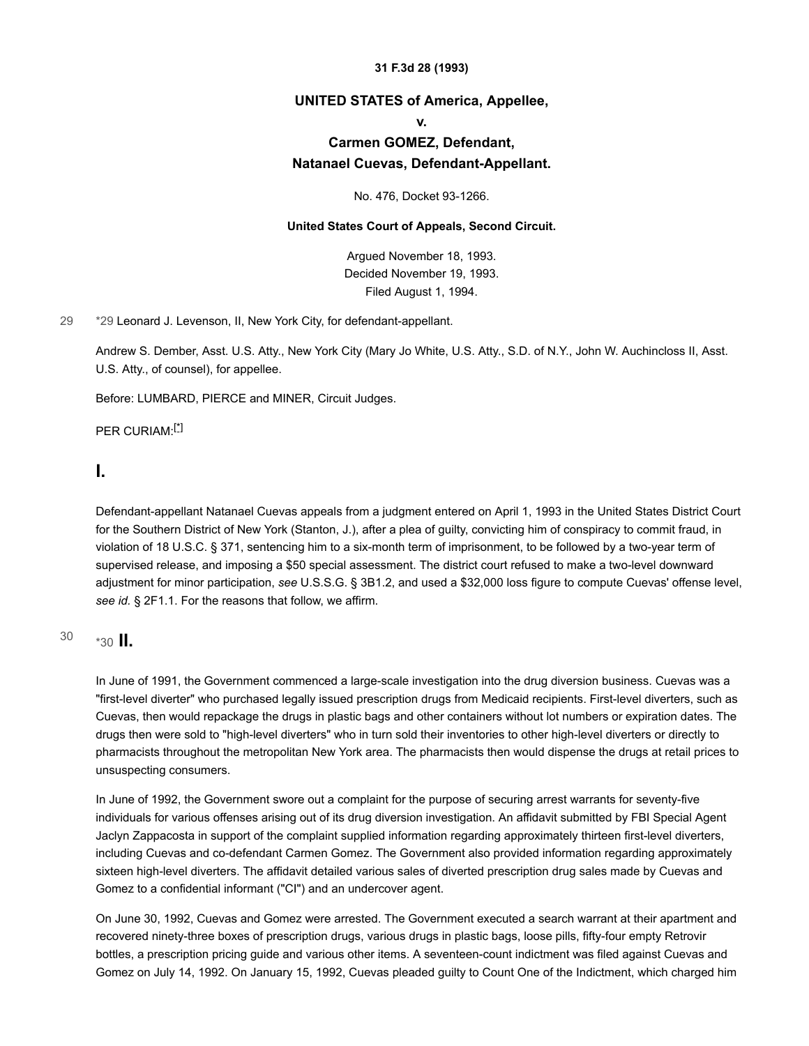**31 F.3d 28 (1993)**

## UNITED STATES of America, Appellee,

## v.

## Carmen GOMEZ, Defendant,

## Natanael Cuevas, Defendant-Appellant.

No. 476, Docket 93-1266.

**United States Court of Appeals, Second Circuit.**

Argued November 18, 1993.
Decided November 19, 1993.
Filed August 1, 1994.

*29 Leonard J. Levenson, II, New York City, for defendant-appellant.

Andrew S. Dember, Asst. U.S. Atty., New York City (Mary Jo White, U.S. Atty., S.D. of N.Y., John W. Auchincloss II, Asst. U.S. Atty., of counsel), for appellee.

Before: LUMBARD, PIERCE and MINER, Circuit Judges.

PER CURIAM:[*]

# I.

Defendant-appellant Natanael Cuevas appeals from a judgment entered on April 1, 1993 in the United States District Court for the Southern District of New York (Stanton, J.), after a plea of guilty, convicting him of conspiracy to commit fraud, in violation of 18 U.S.C. § 371, sentencing him to a six-month term of imprisonment, to be followed by a two-year term of supervised release, and imposing a $50 special assessment. The district court refused to make a two-level downward adjustment for minor participation, *see* U.S.S.G. § 3B1.2, and used a $32,000 loss figure to compute Cuevas' offense level, *see id.* § 2F1.1. For the reasons that follow, we affirm.

# *30 II.

In June of 1991, the Government commenced a large-scale investigation into the drug diversion business. Cuevas was a "first-level diverter" who purchased legally issued prescription drugs from Medicaid recipients. First-level diverters, such as Cuevas, then would repackage the drugs in plastic bags and other containers without lot numbers or expiration dates. The drugs then were sold to "high-level diverters" who in turn sold their inventories to other high-level diverters or directly to pharmacists throughout the metropolitan New York area. The pharmacists then would dispense the drugs at retail prices to unsuspecting consumers.

In June of 1992, the Government swore out a complaint for the purpose of securing arrest warrants for seventy-five individuals for various offenses arising out of its drug diversion investigation. An affidavit submitted by FBI Special Agent Jaclyn Zappacosta in support of the complaint supplied information regarding approximately thirteen first-level diverters, including Cuevas and co-defendant Carmen Gomez. The Government also provided information regarding approximately sixteen high-level diverters. The affidavit detailed various sales of diverted prescription drug sales made by Cuevas and Gomez to a confidential informant ("CI") and an undercover agent.

On June 30, 1992, Cuevas and Gomez were arrested. The Government executed a search warrant at their apartment and recovered ninety-three boxes of prescription drugs, various drugs in plastic bags, loose pills, fifty-four empty Retrovir bottles, a prescription pricing guide and various other items. A seventeen-count indictment was filed against Cuevas and Gomez on July 14, 1992. On January 15, 1992, Cuevas pleaded guilty to Count One of the Indictment, which charged him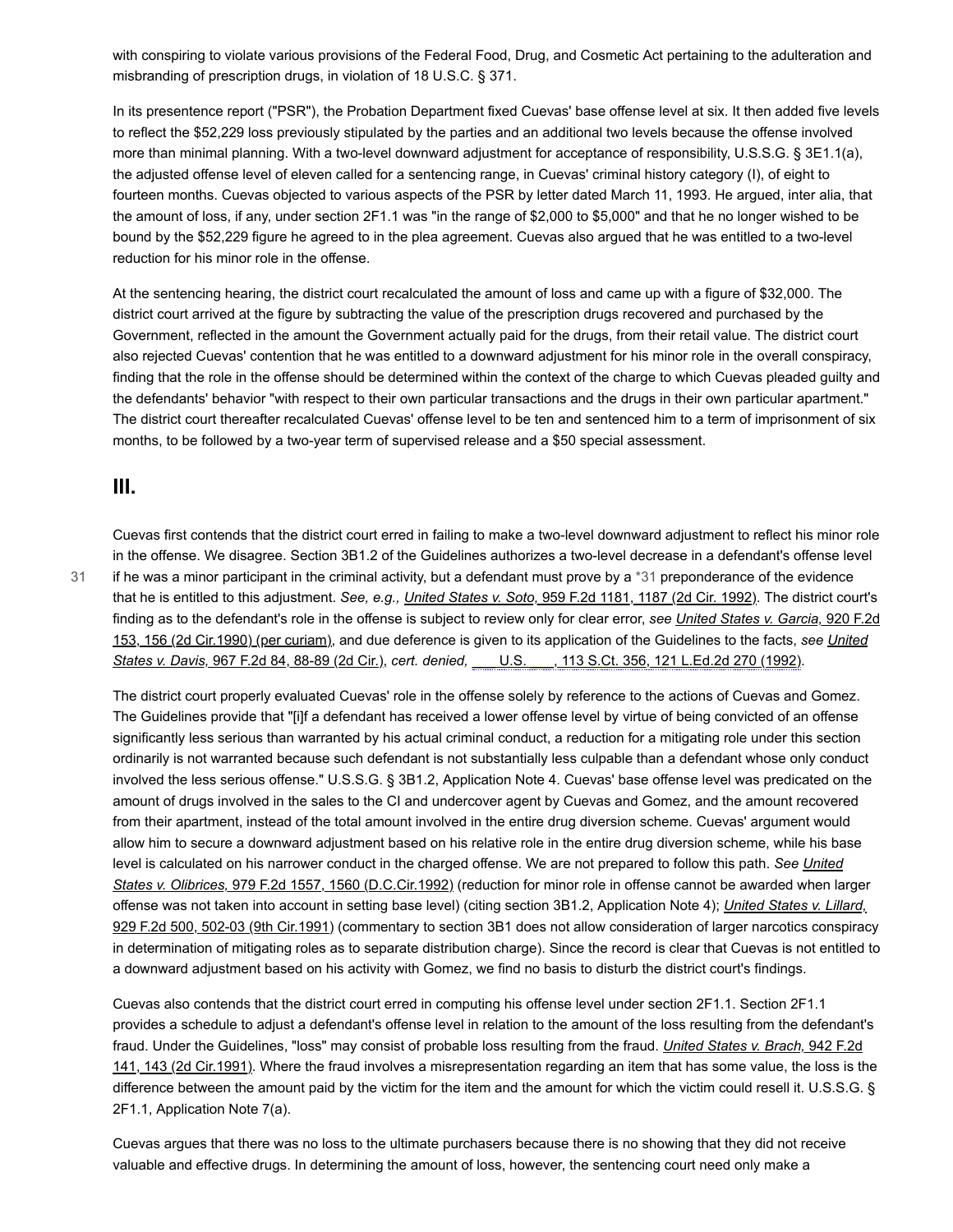with conspiring to violate various provisions of the Federal Food, Drug, and Cosmetic Act pertaining to the adulteration and misbranding of prescription drugs, in violation of 18 U.S.C. § 371.

In its presentence report ("PSR"), the Probation Department fixed Cuevas' base offense level at six. It then added five levels to reflect the $52,229 loss previously stipulated by the parties and an additional two levels because the offense involved more than minimal planning. With a two-level downward adjustment for acceptance of responsibility, U.S.S.G. § 3E1.1(a), the adjusted offense level of eleven called for a sentencing range, in Cuevas' criminal history category (I), of eight to fourteen months. Cuevas objected to various aspects of the PSR by letter dated March 11, 1993. He argued, inter alia, that the amount of loss, if any, under section 2F1.1 was "in the range of $2,000 to $5,000" and that he no longer wished to be bound by the $52,229 figure he agreed to in the plea agreement. Cuevas also argued that he was entitled to a two-level reduction for his minor role in the offense.

At the sentencing hearing, the district court recalculated the amount of loss and came up with a figure of $32,000. The district court arrived at the figure by subtracting the value of the prescription drugs recovered and purchased by the Government, reflected in the amount the Government actually paid for the drugs, from their retail value. The district court also rejected Cuevas' contention that he was entitled to a downward adjustment for his minor role in the overall conspiracy, finding that the role in the offense should be determined within the context of the charge to which Cuevas pleaded guilty and the defendants' behavior "with respect to their own particular transactions and the drugs in their own particular apartment." The district court thereafter recalculated Cuevas' offense level to be ten and sentenced him to a term of imprisonment of six months, to be followed by a two-year term of supervised release and a $50 special assessment.

## III.

Cuevas first contends that the district court erred in failing to make a two-level downward adjustment to reflect his minor role in the offense. We disagree. Section 3B1.2 of the Guidelines authorizes a two-level decrease in a defendant's offense level if he was a minor participant in the criminal activity, but a defendant must prove by a *31 preponderance of the evidence that he is entitled to this adjustment. *See, e.g., United States v. Soto,* 959 F.2d 1181, 1187 (2d Cir. 1992). The district court's finding as to the defendant's role in the offense is subject to review only for clear error, *see United States v. Garcia,* 920 F.2d 153, 156 (2d Cir.1990) (per curiam), and due deference is given to its application of the Guidelines to the facts, *see United States v. Davis,* 967 F.2d 84, 88-89 (2d Cir.), *cert. denied,* ___ U.S. ___, 113 S.Ct. 356, 121 L.Ed.2d 270 (1992).

The district court properly evaluated Cuevas' role in the offense solely by reference to the actions of Cuevas and Gomez. The Guidelines provide that "[i]f a defendant has received a lower offense level by virtue of being convicted of an offense significantly less serious than warranted by his actual criminal conduct, a reduction for a mitigating role under this section ordinarily is not warranted because such defendant is not substantially less culpable than a defendant whose only conduct involved the less serious offense." U.S.S.G. § 3B1.2, Application Note 4. Cuevas' base offense level was predicated on the amount of drugs involved in the sales to the CI and undercover agent by Cuevas and Gomez, and the amount recovered from their apartment, instead of the total amount involved in the entire drug diversion scheme. Cuevas' argument would allow him to secure a downward adjustment based on his relative role in the entire drug diversion scheme, while his base level is calculated on his narrower conduct in the charged offense. We are not prepared to follow this path. *See United States v. Olibrices,* 979 F.2d 1557, 1560 (D.C.Cir.1992) (reduction for minor role in offense cannot be awarded when larger offense was not taken into account in setting base level) (citing section 3B1.2, Application Note 4); *United States v. Lillard,* 929 F.2d 500, 502-03 (9th Cir.1991) (commentary to section 3B1 does not allow consideration of larger narcotics conspiracy in determination of mitigating roles as to separate distribution charge). Since the record is clear that Cuevas is not entitled to a downward adjustment based on his activity with Gomez, we find no basis to disturb the district court's findings.

Cuevas also contends that the district court erred in computing his offense level under section 2F1.1. Section 2F1.1 provides a schedule to adjust a defendant's offense level in relation to the amount of the loss resulting from the defendant's fraud. Under the Guidelines, "loss" may consist of probable loss resulting from the fraud. *United States v. Brach,* 942 F.2d 141, 143 (2d Cir.1991). Where the fraud involves a misrepresentation regarding an item that has some value, the loss is the difference between the amount paid by the victim for the item and the amount for which the victim could resell it. U.S.S.G. § 2F1.1, Application Note 7(a).

Cuevas argues that there was no loss to the ultimate purchasers because there is no showing that they did not receive valuable and effective drugs. In determining the amount of loss, however, the sentencing court need only make a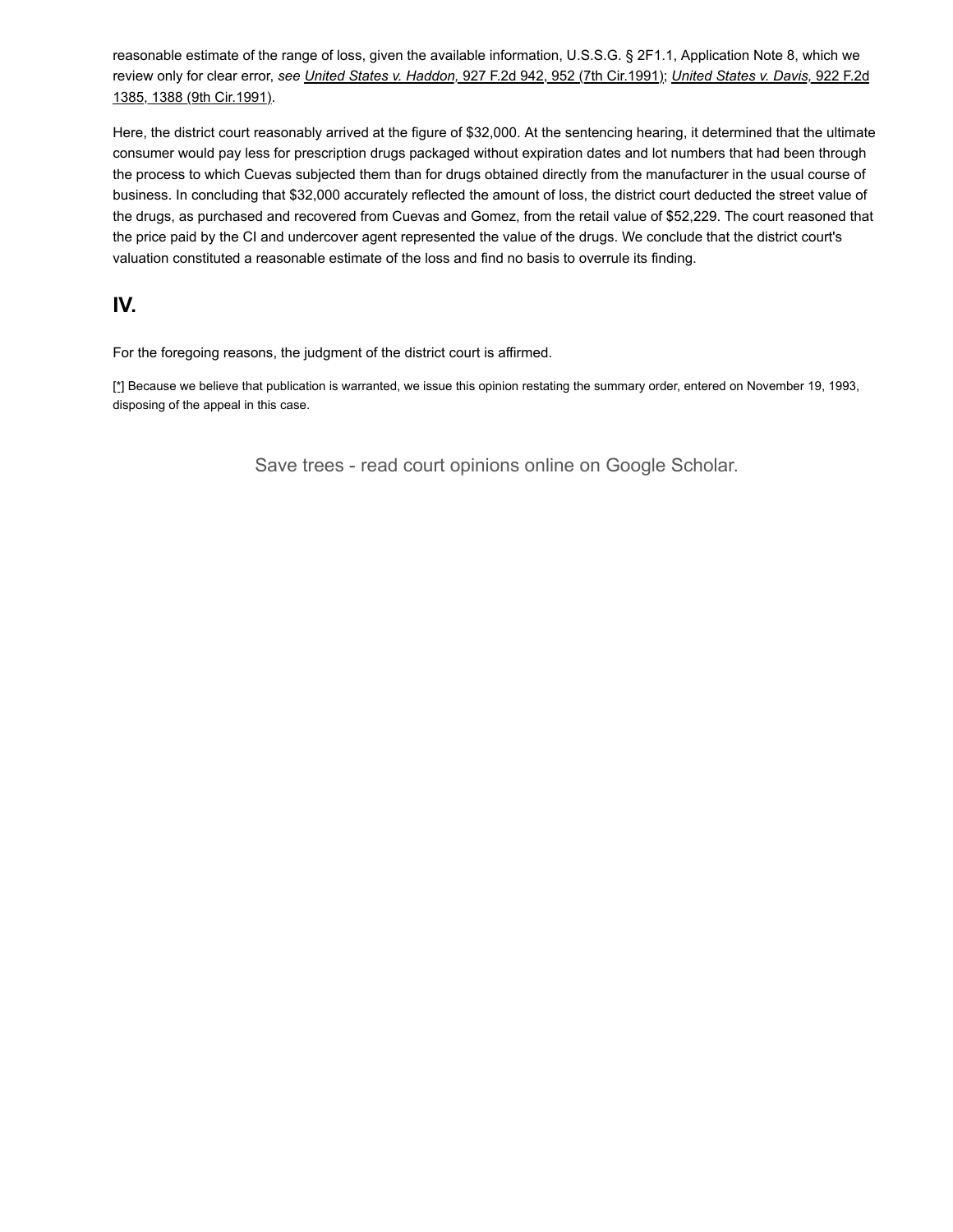reasonable estimate of the range of loss, given the available information, U.S.S.G. § 2F1.1, Application Note 8, which we review only for clear error, *see* United States v. Haddon, 927 F.2d 942, 952 (7th Cir.1991); United States v. Davis, 922 F.2d 1385, 1388 (9th Cir.1991).

Here, the district court reasonably arrived at the figure of $32,000. At the sentencing hearing, it determined that the ultimate consumer would pay less for prescription drugs packaged without expiration dates and lot numbers that had been through the process to which Cuevas subjected them than for drugs obtained directly from the manufacturer in the usual course of business. In concluding that $32,000 accurately reflected the amount of loss, the district court deducted the street value of the drugs, as purchased and recovered from Cuevas and Gomez, from the retail value of $52,229. The court reasoned that the price paid by the CI and undercover agent represented the value of the drugs. We conclude that the district court's valuation constituted a reasonable estimate of the loss and find no basis to overrule its finding.

## IV.

For the foregoing reasons, the judgment of the district court is affirmed.

[*] Because we believe that publication is warranted, we issue this opinion restating the summary order, entered on November 19, 1993, disposing of the appeal in this case.

Save trees - read court opinions online on Google Scholar.